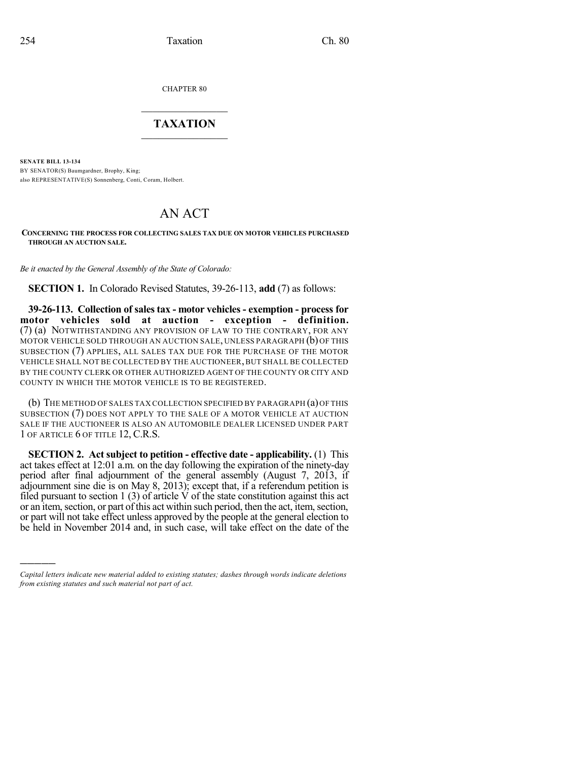CHAPTER 80

# TAXATION

**SENATE BILL 13-134**

BY SENATOR(S) Baumgardner, Brophy, King;
also REPRESENTATIVE(S) Sonnenberg, Conti, Coram, Holbert.

# AN ACT

**CONCERNING THE PROCESS FOR COLLECTING SALES TAX DUE ON MOTOR VEHICLES PURCHASED THROUGH AN AUCTION SALE.**

*Be it enacted by the General Assembly of the State of Colorado:*

**SECTION 1.** In Colorado Revised Statutes, 39-26-113, **add** (7) as follows:

**39-26-113. Collection of sales tax - motor vehicles - exemption - process for motor vehicles sold at auction - exception - definition.** (7) (a) NOTWITHSTANDING ANY PROVISION OF LAW TO THE CONTRARY, FOR ANY MOTOR VEHICLE SOLD THROUGH AN AUCTION SALE, UNLESS PARAGRAPH (b) OF THIS SUBSECTION (7) APPLIES, ALL SALES TAX DUE FOR THE PURCHASE OF THE MOTOR VEHICLE SHALL NOT BE COLLECTED BY THE AUCTIONEER, BUT SHALL BE COLLECTED BY THE COUNTY CLERK OR OTHER AUTHORIZED AGENT OF THE COUNTY OR CITY AND COUNTY IN WHICH THE MOTOR VEHICLE IS TO BE REGISTERED.

(b) THE METHOD OF SALES TAX COLLECTION SPECIFIED BY PARAGRAPH (a) OF THIS SUBSECTION (7) DOES NOT APPLY TO THE SALE OF A MOTOR VEHICLE AT AUCTION SALE IF THE AUCTIONEER IS ALSO AN AUTOMOBILE DEALER LICENSED UNDER PART 1 OF ARTICLE 6 OF TITLE 12, C.R.S.

**SECTION 2. Act subject to petition - effective date - applicability.** (1) This act takes effect at 12:01 a.m. on the day following the expiration of the ninety-day period after final adjournment of the general assembly (August 7, 2013, if adjournment sine die is on May 8, 2013); except that, if a referendum petition is filed pursuant to section 1 (3) of article V of the state constitution against this act or an item, section, or part of this act within such period, then the act, item, section, or part will not take effect unless approved by the people at the general election to be held in November 2014 and, in such case, will take effect on the date of the

---

*Capital letters indicate new material added to existing statutes; dashes through words indicate deletions from existing statutes and such material not part of act.*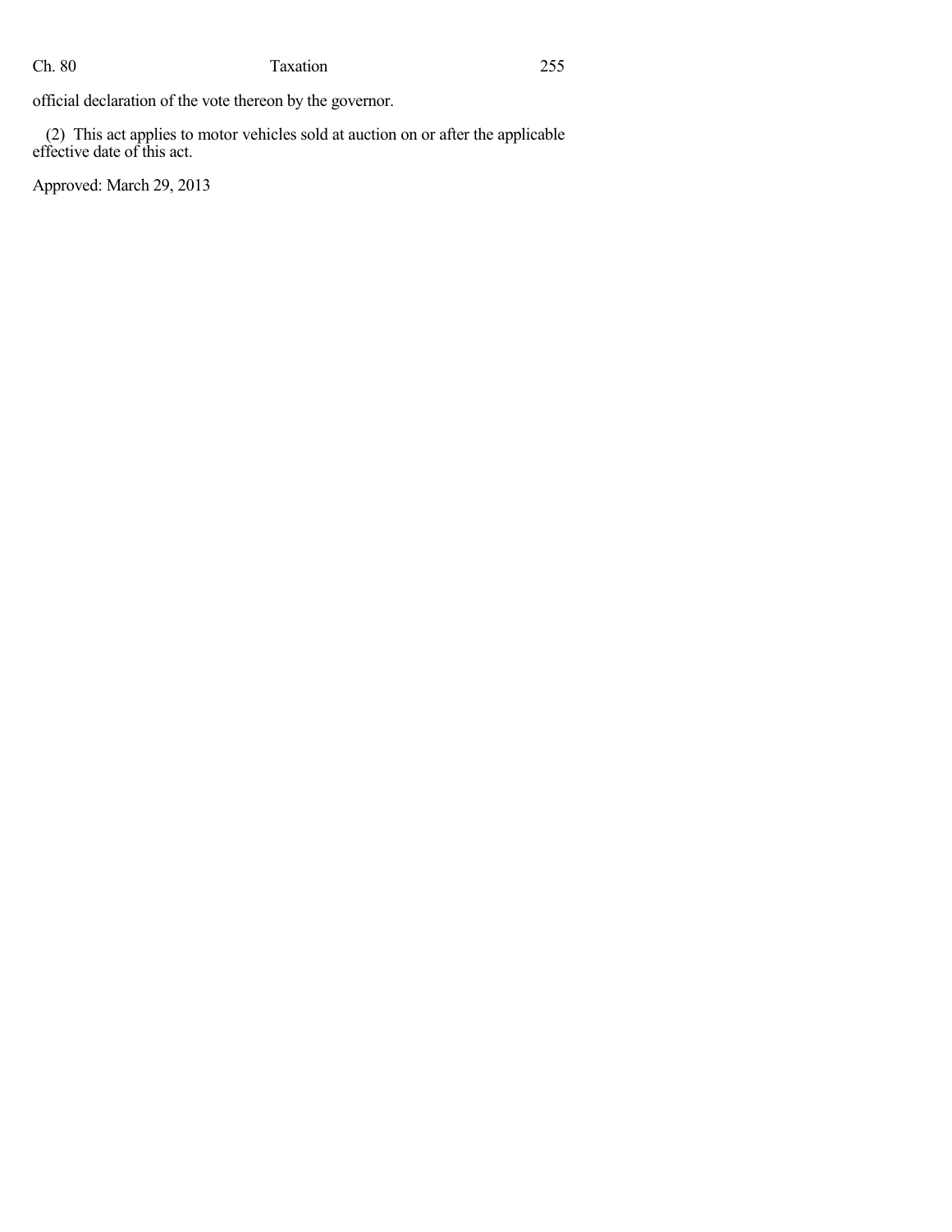official declaration of the vote thereon by the governor.

(2) This act applies to motor vehicles sold at auction on or after the applicable effective date of this act.

Approved: March 29, 2013